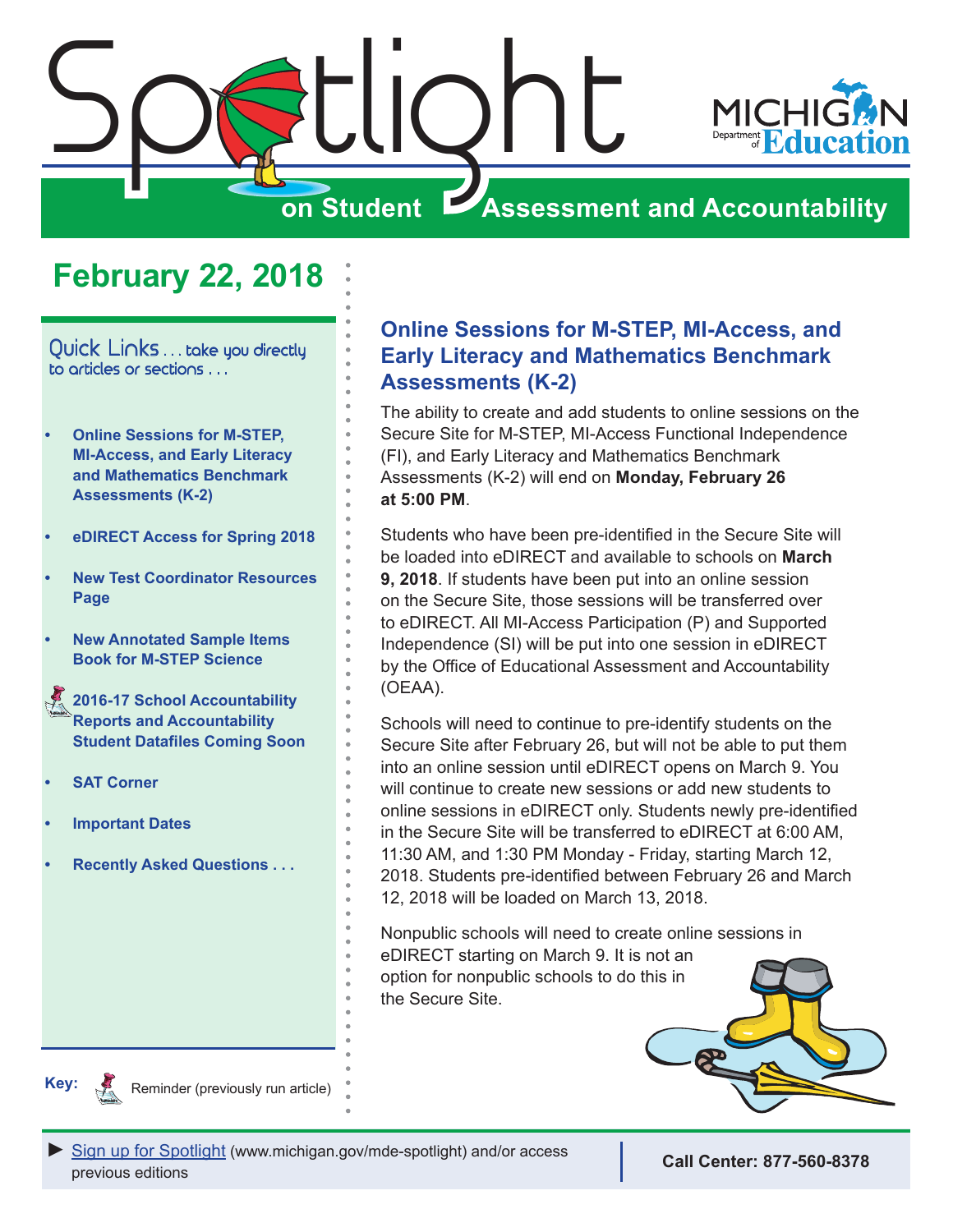# Spotlight on Student Assessment and Accountability

## February 22, 2018

**Quick Links** . . . take you directly to articles or sections . . .

- **Online Sessions for M-STEP, MI-Access, and Early Literacy and Mathematics Benchmark Assessments (K-2)**
- **eDIRECT Access for Spring 2018**
- **New Test Coordinator Resources Page**
- **New Annotated Sample Items Book for M-STEP Science**
- **2016-17 School Accountability Reports and Accountability Student Datafiles Coming Soon**
- **SAT Corner**
- **Important Dates**
- **Recently Asked Questions . . .**

**Key:** Reminder (previously run article)

### Online Sessions for M-STEP, MI-Access, and Early Literacy and Mathematics Benchmark Assessments (K-2)

The ability to create and add students to online sessions on the Secure Site for M-STEP, MI-Access Functional Independence (FI), and Early Literacy and Mathematics Benchmark Assessments (K-2) will end on **Monday, February 26 at 5:00 PM**.

Students who have been pre-identified in the Secure Site will be loaded into eDIRECT and available to schools on **March 9, 2018**. If students have been put into an online session on the Secure Site, those sessions will be transferred over to eDIRECT. All MI-Access Participation (P) and Supported Independence (SI) will be put into one session in eDIRECT by the Office of Educational Assessment and Accountability (OEAA).

Schools will need to continue to pre-identify students on the Secure Site after February 26, but will not be able to put them into an online session until eDIRECT opens on March 9. You will continue to create new sessions or add new students to online sessions in eDIRECT only. Students newly pre-identified in the Secure Site will be transferred to eDIRECT at 6:00 AM, 11:30 AM, and 1:30 PM Monday - Friday, starting March 12, 2018. Students pre-identified between February 26 and March 12, 2018 will be loaded on March 13, 2018.

Nonpublic schools will need to create online sessions in eDIRECT starting on March 9. It is not an option for nonpublic schools to do this in the Secure Site.

► Sign up for Spotlight (www.michigan.gov/mde-spotlight) and/or access previous editions

**Call Center: 877-560-8378**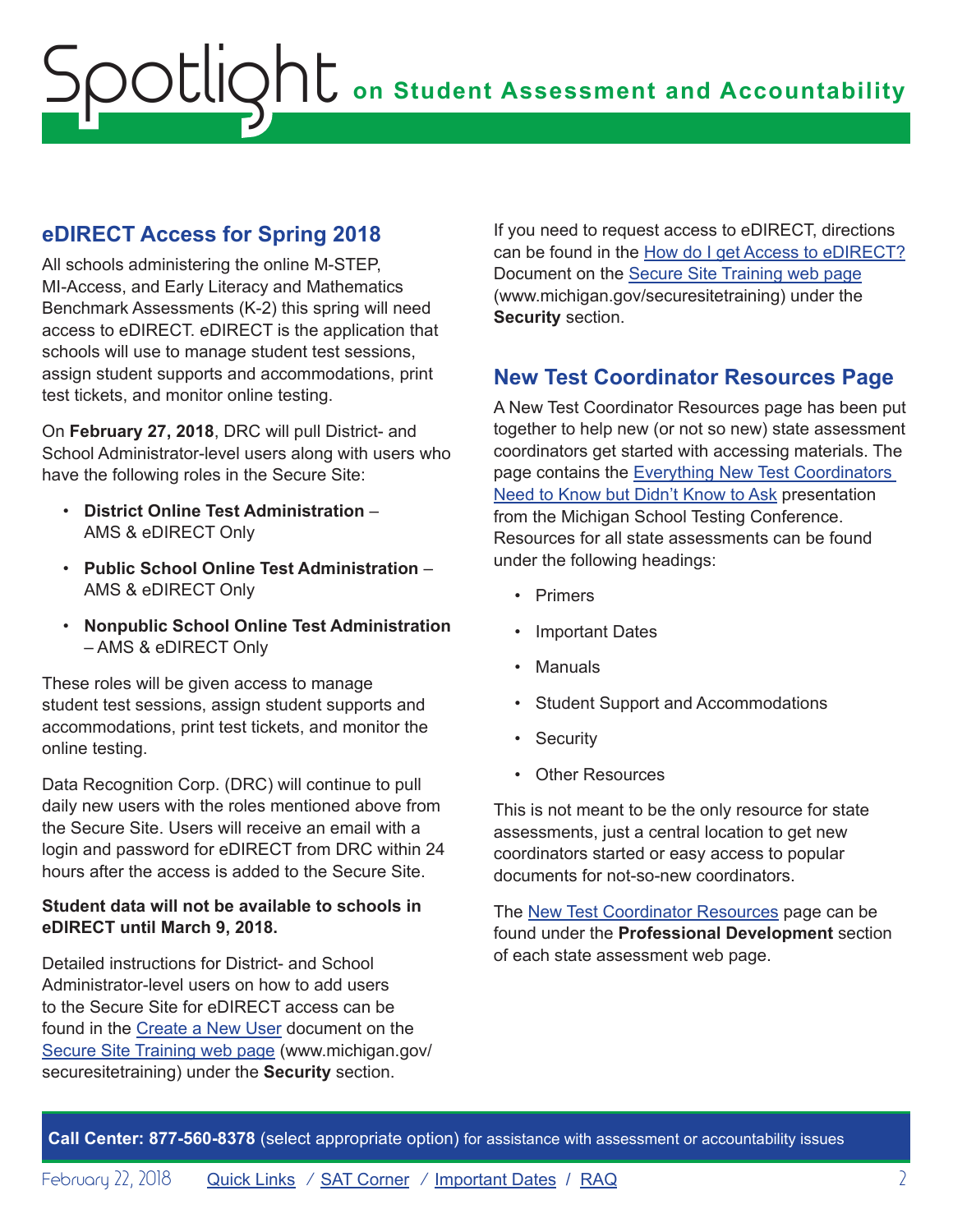## eDIRECT Access for Spring 2018

All schools administering the online M-STEP, MI-Access, and Early Literacy and Mathematics Benchmark Assessments (K-2) this spring will need access to eDIRECT. eDIRECT is the application that schools will use to manage student test sessions, assign student supports and accommodations, print test tickets, and monitor online testing.

On **February 27, 2018**, DRC will pull District- and School Administrator-level users along with users who have the following roles in the Secure Site:

- **District Online Test Administration** – AMS & eDIRECT Only
- **Public School Online Test Administration** – AMS & eDIRECT Only
- **Nonpublic School Online Test Administration** – AMS & eDIRECT Only

These roles will be given access to manage student test sessions, assign student supports and accommodations, print test tickets, and monitor the online testing.

Data Recognition Corp. (DRC) will continue to pull daily new users with the roles mentioned above from the Secure Site. Users will receive an email with a login and password for eDIRECT from DRC within 24 hours after the access is added to the Secure Site.

**Student data will not be available to schools in eDIRECT until March 9, 2018.**

Detailed instructions for District- and School Administrator-level users on how to add users to the Secure Site for eDIRECT access can be found in the Create a New User document on the Secure Site Training web page (www.michigan.gov/securesitetraining) under the **Security** section.

If you need to request access to eDIRECT, directions can be found in the How do I get Access to eDIRECT? Document on the Secure Site Training web page (www.michigan.gov/securesitetraining) under the **Security** section.

## New Test Coordinator Resources Page

A New Test Coordinator Resources page has been put together to help new (or not so new) state assessment coordinators get started with accessing materials. The page contains the Everything New Test Coordinators Need to Know but Didn't Know to Ask presentation from the Michigan School Testing Conference. Resources for all state assessments can be found under the following headings:

- Primers
- Important Dates
- Manuals
- Student Support and Accommodations
- Security
- Other Resources

This is not meant to be the only resource for state assessments, just a central location to get new coordinators started or easy access to popular documents for not-so-new coordinators.

The New Test Coordinator Resources page can be found under the **Professional Development** section of each state assessment web page.

**Call Center: 877-560-8378** (select appropriate option) for assistance with assessment or accountability issues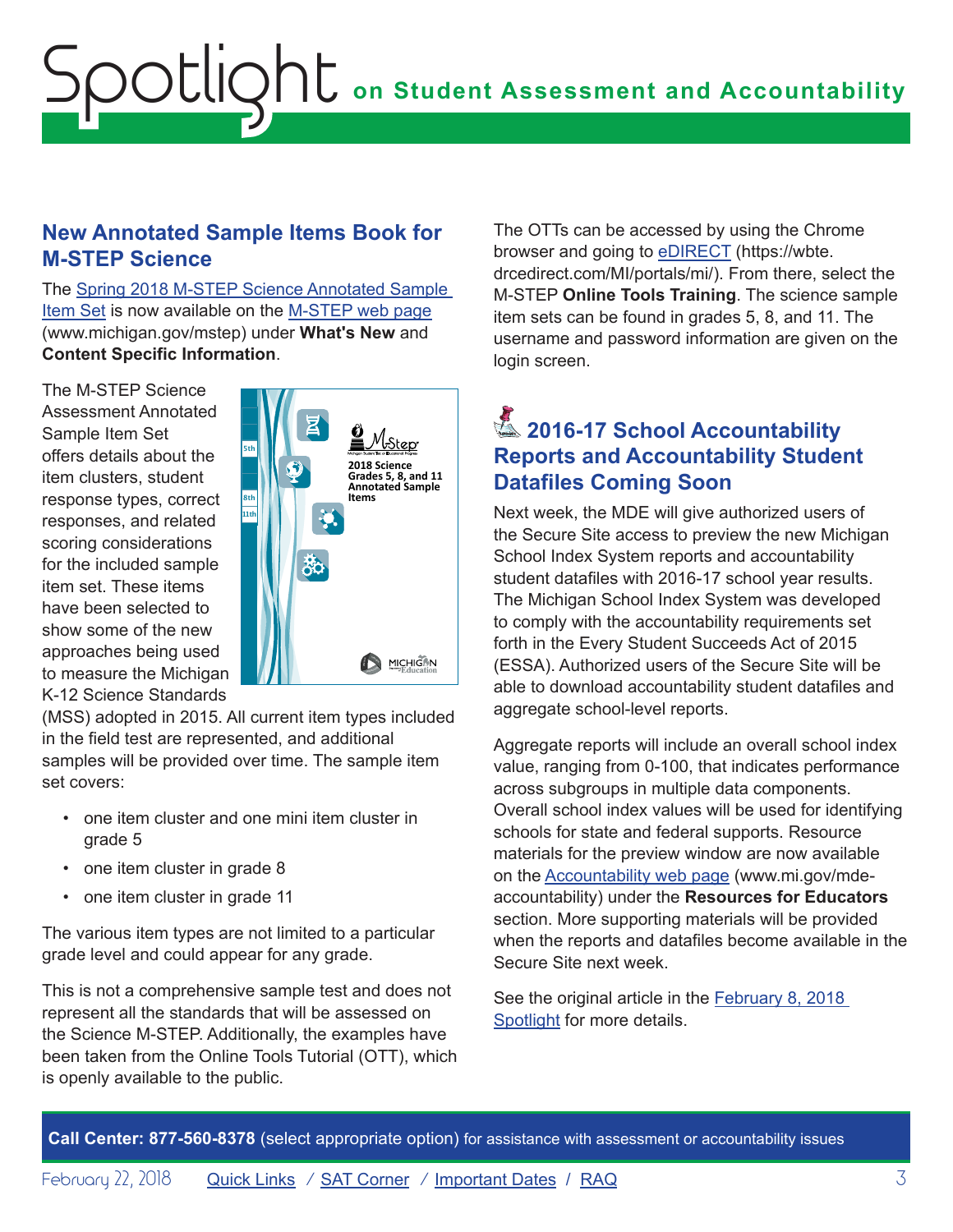## New Annotated Sample Items Book for M-STEP Science

The Spring 2018 M-STEP Science Annotated Sample Item Set is now available on the M-STEP web page (www.michigan.gov/mstep) under **What's New** and **Content Specific Information**.

The M-STEP Science Assessment Annotated Sample Item Set offers details about the item clusters, student response types, correct responses, and related scoring considerations for the included sample item set. These items have been selected to show some of the new approaches being used to measure the Michigan K-12 Science Standards (MSS) adopted in 2015. All current item types included in the field test are represented, and additional samples will be provided over time. The sample item set covers:

- one item cluster and one mini item cluster in grade 5
- one item cluster in grade 8
- one item cluster in grade 11

The various item types are not limited to a particular grade level and could appear for any grade.

This is not a comprehensive sample test and does not represent all the standards that will be assessed on the Science M-STEP. Additionally, the examples have been taken from the Online Tools Tutorial (OTT), which is openly available to the public.

The OTTs can be accessed by using the Chrome browser and going to eDIRECT (https://wbte.drcedirect.com/MI/portals/mi/). From there, select the M-STEP **Online Tools Training**. The science sample item sets can be found in grades 5, 8, and 11. The username and password information are given on the login screen.

## 2016-17 School Accountability Reports and Accountability Student Datafiles Coming Soon

Next week, the MDE will give authorized users of the Secure Site access to preview the new Michigan School Index System reports and accountability student datafiles with 2016-17 school year results. The Michigan School Index System was developed to comply with the accountability requirements set forth in the Every Student Succeeds Act of 2015 (ESSA). Authorized users of the Secure Site will be able to download accountability student datafiles and aggregate school-level reports.

Aggregate reports will include an overall school index value, ranging from 0-100, that indicates performance across subgroups in multiple data components. Overall school index values will be used for identifying schools for state and federal supports. Resource materials for the preview window are now available on the Accountability web page (www.mi.gov/mde-accountability) under the **Resources for Educators** section. More supporting materials will be provided when the reports and datafiles become available in the Secure Site next week.

See the original article in the February 8, 2018 Spotlight for more details.

**Call Center: 877-560-8378** (select appropriate option) for assistance with assessment or accountability issues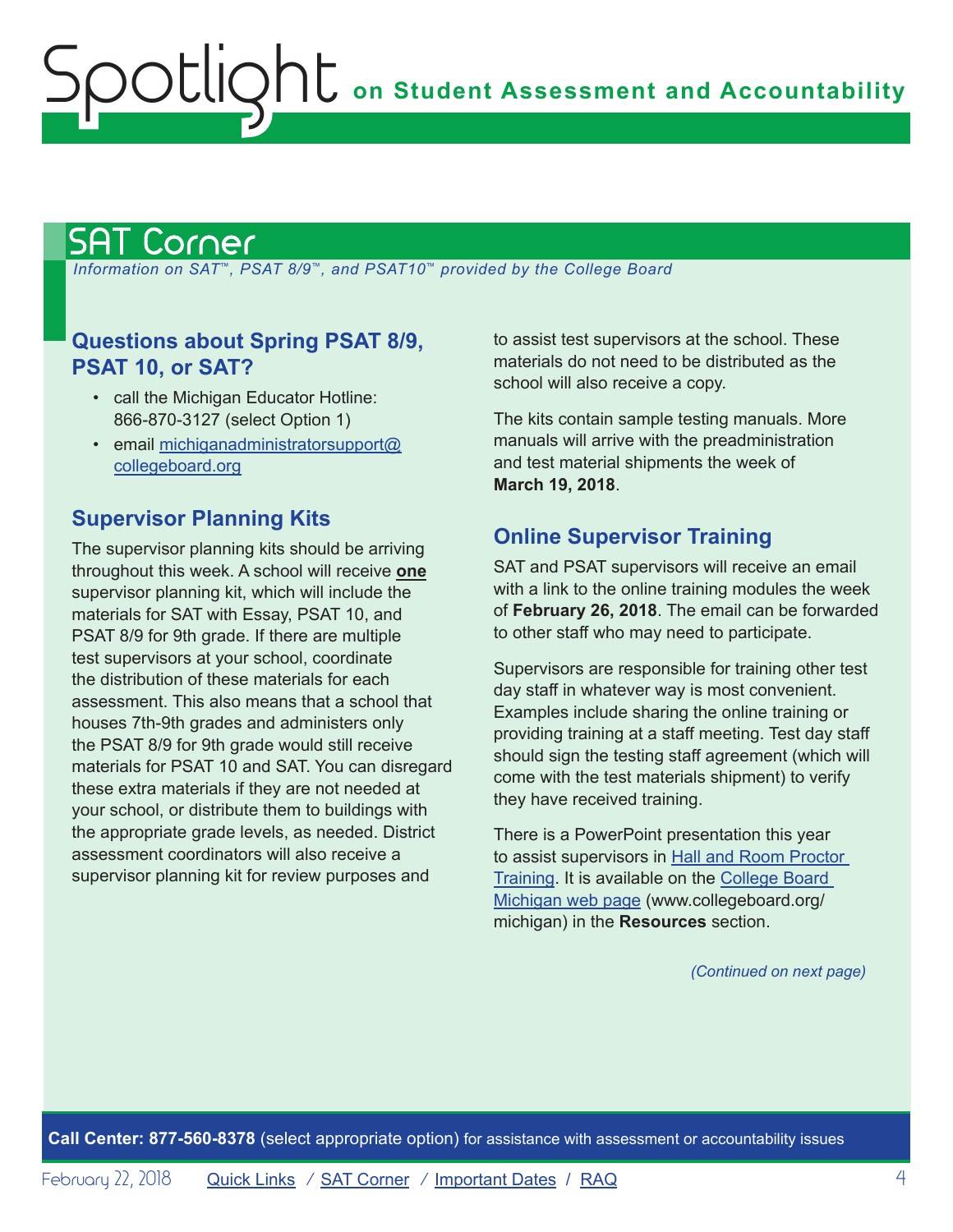## SAT Corner

*Information on SAT™, PSAT 8/9™, and PSAT10™ provided by the College Board*

### Questions about Spring PSAT 8/9, PSAT 10, or SAT?

- call the Michigan Educator Hotline: 866-870-3127 (select Option 1)
- email [michiganadministratorsupport@collegeboard.org](mailto:michiganadministratorsupport@collegeboard.org)

### Supervisor Planning Kits

The supervisor planning kits should be arriving throughout this week. A school will receive **one** supervisor planning kit, which will include the materials for SAT with Essay, PSAT 10, and PSAT 8/9 for 9th grade. If there are multiple test supervisors at your school, coordinate the distribution of these materials for each assessment. This also means that a school that houses 7th-9th grades and administers only the PSAT 8/9 for 9th grade would still receive materials for PSAT 10 and SAT. You can disregard these extra materials if they are not needed at your school, or distribute them to buildings with the appropriate grade levels, as needed. District assessment coordinators will also receive a supervisor planning kit for review purposes and to assist test supervisors at the school. These materials do not need to be distributed as the school will also receive a copy.

The kits contain sample testing manuals. More manuals will arrive with the preadministration and test material shipments the week of **March 19, 2018**.

### Online Supervisor Training

SAT and PSAT supervisors will receive an email with a link to the online training modules the week of **February 26, 2018**. The email can be forwarded to other staff who may need to participate.

Supervisors are responsible for training other test day staff in whatever way is most convenient. Examples include sharing the online training or providing training at a staff meeting. Test day staff should sign the testing staff agreement (which will come with the test materials shipment) to verify they have received training.

There is a PowerPoint presentation this year to assist supervisors in Hall and Room Proctor Training. It is available on the College Board Michigan web page (www.collegeboard.org/michigan) in the **Resources** section.

*(Continued on next page)*

**Call Center: 877-560-8378** (select appropriate option) for assistance with assessment or accountability issues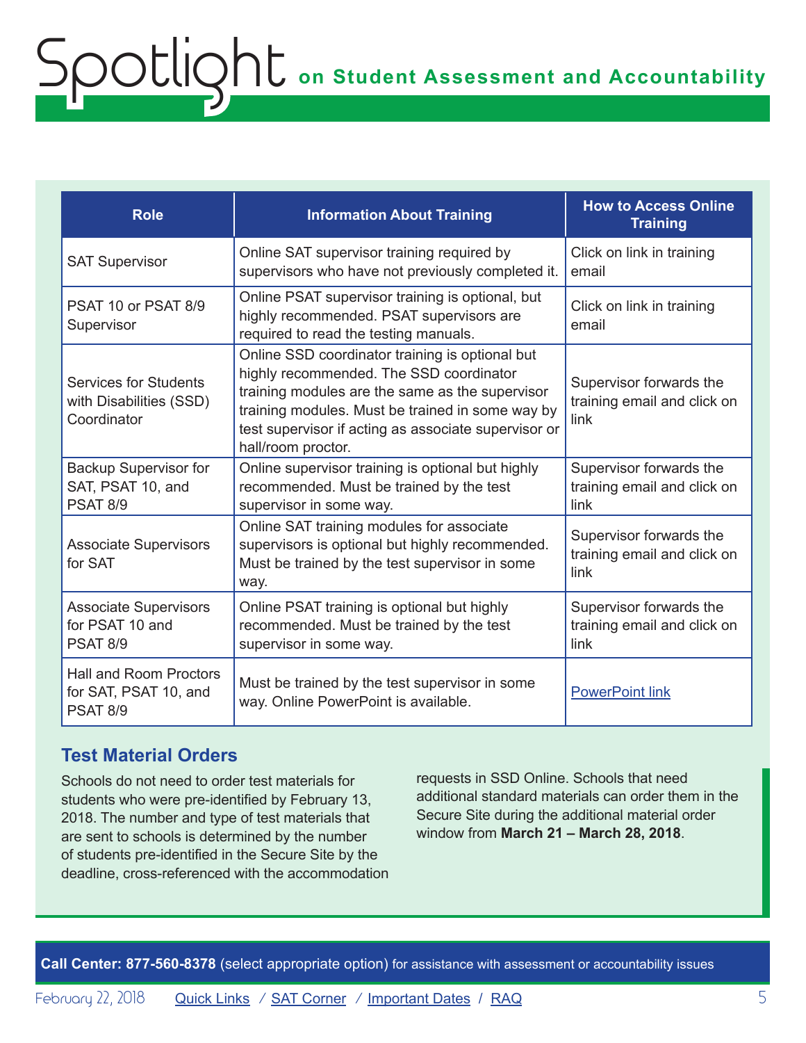| Role | Information About Training | How to Access Online Training |
|---|---|---|
| SAT Supervisor | Online SAT supervisor training required by supervisors who have not previously completed it. | Click on link in training email |
| PSAT 10 or PSAT 8/9 Supervisor | Online PSAT supervisor training is optional, but highly recommended. PSAT supervisors are required to read the testing manuals. | Click on link in training email |
| Services for Students with Disabilities (SSD) Coordinator | Online SSD coordinator training is optional but highly recommended. The SSD coordinator training modules are the same as the supervisor training modules. Must be trained in some way by test supervisor if acting as associate supervisor or hall/room proctor. | Supervisor forwards the training email and click on link |
| Backup Supervisor for SAT, PSAT 10, and PSAT 8/9 | Online supervisor training is optional but highly recommended. Must be trained by the test supervisor in some way. | Supervisor forwards the training email and click on link |
| Associate Supervisors for SAT | Online SAT training modules for associate supervisors is optional but highly recommended. Must be trained by the test supervisor in some way. | Supervisor forwards the training email and click on link |
| Associate Supervisors for PSAT 10 and PSAT 8/9 | Online PSAT training is optional but highly recommended. Must be trained by the test supervisor in some way. | Supervisor forwards the training email and click on link |
| Hall and Room Proctors for SAT, PSAT 10, and PSAT 8/9 | Must be trained by the test supervisor in some way. Online PowerPoint is available. | PowerPoint link |

## Test Material Orders

Schools do not need to order test materials for students who were pre-identified by February 13, 2018. The number and type of test materials that are sent to schools is determined by the number of students pre-identified in the Secure Site by the deadline, cross-referenced with the accommodation requests in SSD Online. Schools that need additional standard materials can order them in the Secure Site during the additional material order window from **March 21 – March 28, 2018**.

**Call Center: 877-560-8378** (select appropriate option) for assistance with assessment or accountability issues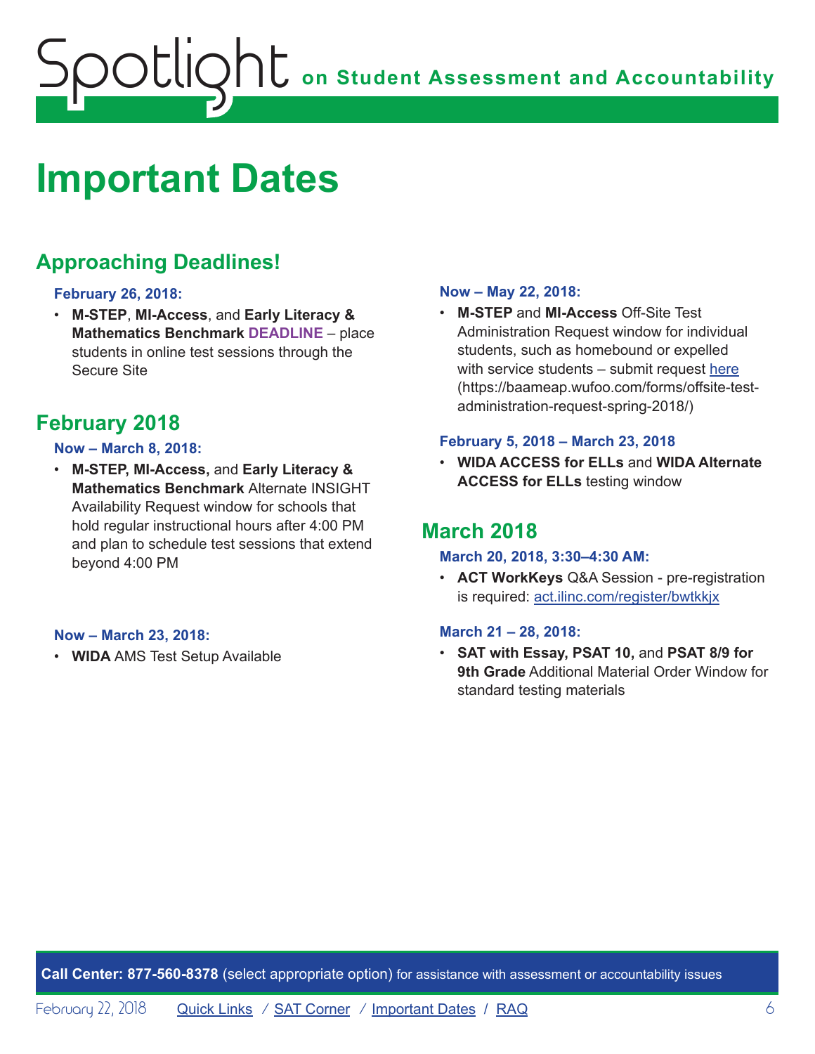# Important Dates

## Approaching Deadlines!

**February 26, 2018:**

- **M-STEP**, **MI-Access**, and **Early Literacy & Mathematics Benchmark DEADLINE** – place students in online test sessions through the Secure Site

## February 2018

**Now – March 8, 2018:**

- **M-STEP, MI-Access,** and **Early Literacy & Mathematics Benchmark** Alternate INSIGHT Availability Request window for schools that hold regular instructional hours after 4:00 PM and plan to schedule test sessions that extend beyond 4:00 PM

**Now – March 23, 2018:**

- **WIDA** AMS Test Setup Available

**Now – May 22, 2018:**

- **M-STEP** and **MI-Access** Off-Site Test Administration Request window for individual students, such as homebound or expelled with service students – submit request [here](https://baameap.wufoo.com/forms/offsite-test-administration-request-spring-2018/) (https://baameap.wufoo.com/forms/offsite-test-administration-request-spring-2018/)

**February 5, 2018 – March 23, 2018**

- **WIDA ACCESS for ELLs** and **WIDA Alternate ACCESS for ELLs** testing window

## March 2018

**March 20, 2018, 3:30–4:30 AM:**

- **ACT WorkKeys** Q&A Session - pre-registration is required: [act.ilinc.com/register/bwtkkjx](act.ilinc.com/register/bwtkkjx)

**March 21 – 28, 2018:**

- **SAT with Essay, PSAT 10,** and **PSAT 8/9 for 9th Grade** Additional Material Order Window for standard testing materials

**Call Center: 877-560-8378** (select appropriate option) for assistance with assessment or accountability issues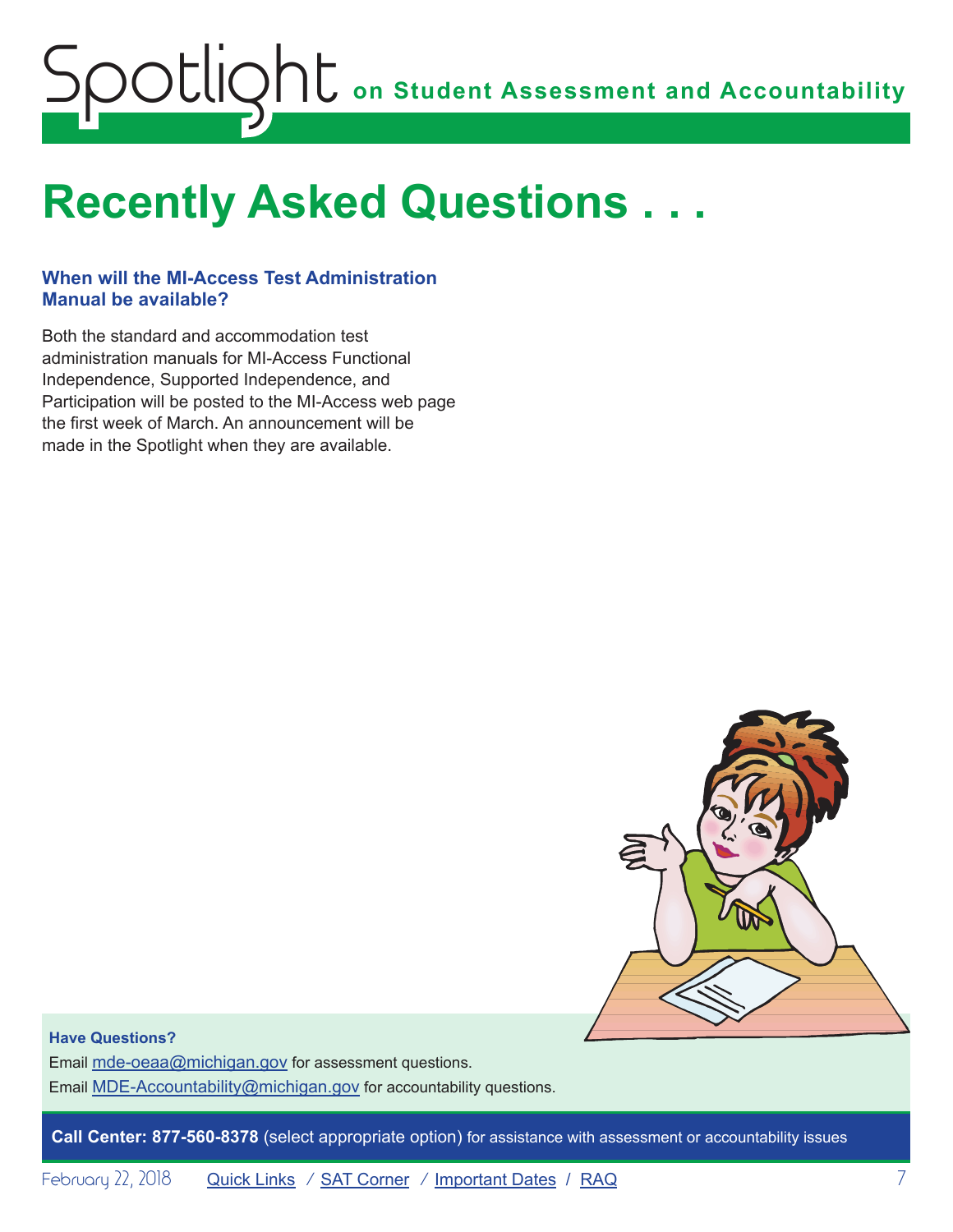# Recently Asked Questions . . .

### When will the MI-Access Test Administration Manual be available?

Both the standard and accommodation test administration manuals for MI-Access Functional Independence, Supported Independence, and Participation will be posted to the MI-Access web page the first week of March. An announcement will be made in the Spotlight when they are available.

**Have Questions?**

Email mde-oeaa@michigan.gov for assessment questions.

Email MDE-Accountability@michigan.gov for accountability questions.

**Call Center: 877-560-8378** (select appropriate option) for assistance with assessment or accountability issues